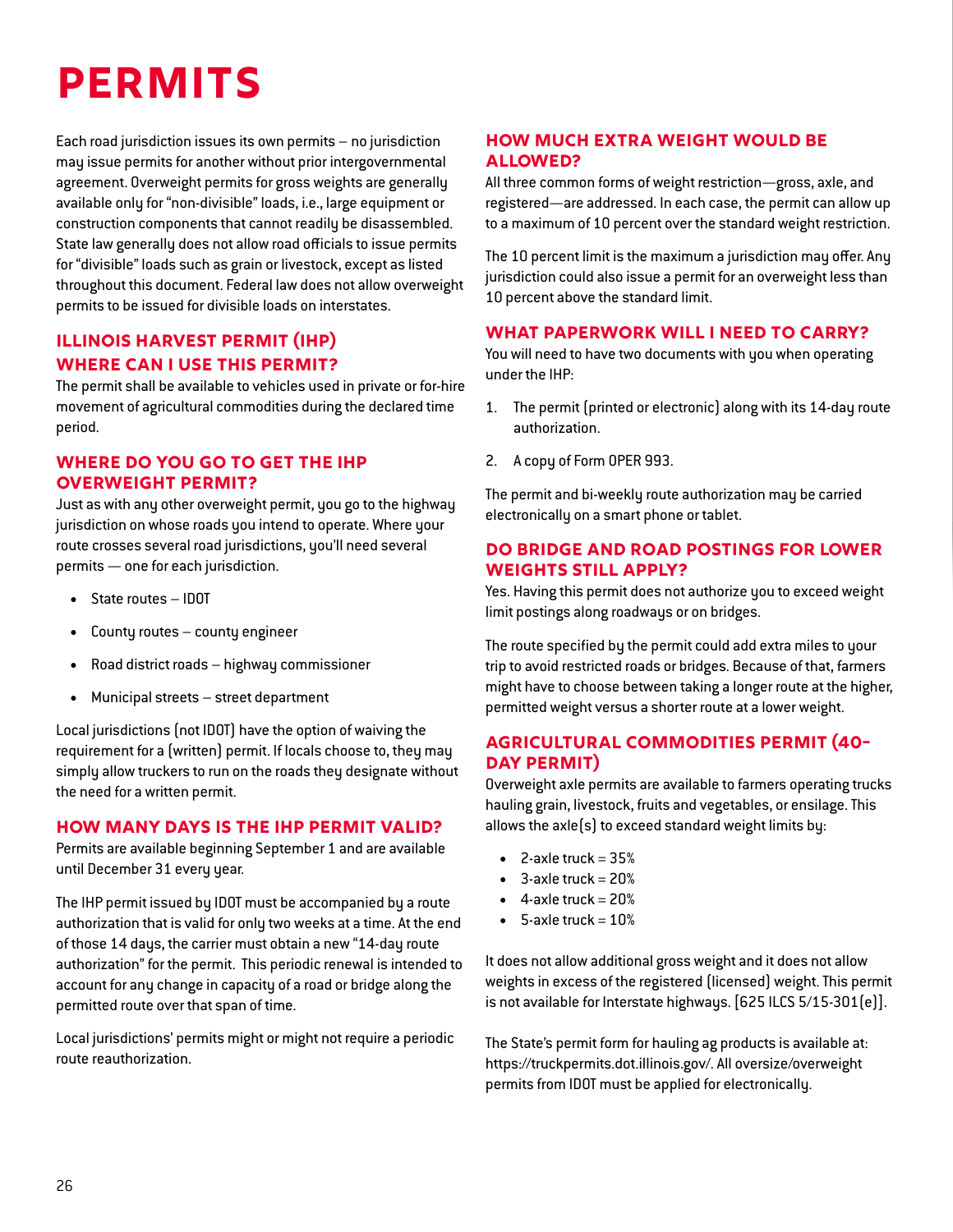# PERMITS

Each road jurisdiction issues its own permits – no jurisdiction may issue permits for another without prior intergovernmental agreement. Overweight permits for gross weights are generally available only for "non-divisible" loads, i.e., large equipment or construction components that cannot readily be disassembled. State law generally does not allow road officials to issue permits for "divisible" loads such as grain or livestock, except as listed throughout this document. Federal law does not allow overweight permits to be issued for divisible loads on interstates.

## ILLINOIS HARVEST PERMIT (IHP) WHERE CAN I USE THIS PERMIT?

The permit shall be available to vehicles used in private or for-hire movement of agricultural commodities during the declared time period.

## WHERE DO YOU GO TO GET THE IHP OVERWEIGHT PERMIT?

Just as with any other overweight permit, you go to the highway jurisdiction on whose roads you intend to operate. Where your route crosses several road jurisdictions, you'll need several permits — one for each jurisdiction.

- State routes – IDOT
- County routes – county engineer
- Road district roads – highway commissioner
- Municipal streets – street department

Local jurisdictions (not IDOT) have the option of waiving the requirement for a (written) permit. If locals choose to, they may simply allow truckers to run on the roads they designate without the need for a written permit.

## HOW MANY DAYS IS THE IHP PERMIT VALID?

Permits are available beginning September 1 and are available until December 31 every year.

The IHP permit issued by IDOT must be accompanied by a route authorization that is valid for only two weeks at a time. At the end of those 14 days, the carrier must obtain a new "14-day route authorization" for the permit. This periodic renewal is intended to account for any change in capacity of a road or bridge along the permitted route over that span of time.

Local jurisdictions' permits might or might not require a periodic route reauthorization.

## HOW MUCH EXTRA WEIGHT WOULD BE ALLOWED?

All three common forms of weight restriction—gross, axle, and registered—are addressed. In each case, the permit can allow up to a maximum of 10 percent over the standard weight restriction.

The 10 percent limit is the maximum a jurisdiction may offer. Any jurisdiction could also issue a permit for an overweight less than 10 percent above the standard limit.

## WHAT PAPERWORK WILL I NEED TO CARRY?

You will need to have two documents with you when operating under the IHP:

1. The permit (printed or electronic) along with its 14-day route authorization.
2. A copy of Form OPER 993.

The permit and bi-weekly route authorization may be carried electronically on a smart phone or tablet.

## DO BRIDGE AND ROAD POSTINGS FOR LOWER WEIGHTS STILL APPLY?

Yes. Having this permit does not authorize you to exceed weight limit postings along roadways or on bridges.

The route specified by the permit could add extra miles to your trip to avoid restricted roads or bridges. Because of that, farmers might have to choose between taking a longer route at the higher, permitted weight versus a shorter route at a lower weight.

## AGRICULTURAL COMMODITIES PERMIT (40-DAY PERMIT)

Overweight axle permits are available to farmers operating trucks hauling grain, livestock, fruits and vegetables, or ensilage. This allows the axle(s) to exceed standard weight limits by:

- 2-axle truck = 35%
- 3-axle truck = 20%
- 4-axle truck = 20%
- 5-axle truck = 10%

It does not allow additional gross weight and it does not allow weights in excess of the registered (licensed) weight. This permit is not available for Interstate highways. [625 ILCS 5/15-301(e)].

The State's permit form for hauling ag products is available at: https://truckpermits.dot.illinois.gov/. All oversize/overweight permits from IDOT must be applied for electronically.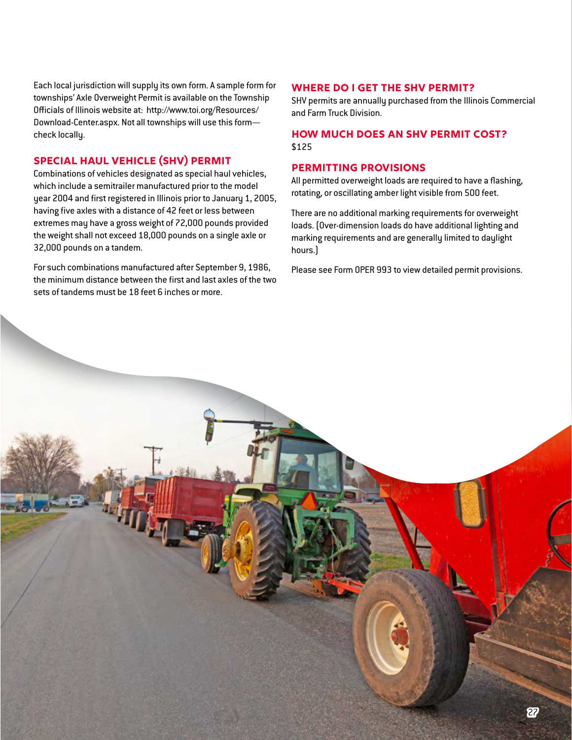Each local jurisdiction will supply its own form. A sample form for townships' Axle Overweight Permit is available on the Township Officials of Illinois website at: http://www.toi.org/Resources/Download-Center.aspx. Not all townships will use this form—check locally.

## SPECIAL HAUL VEHICLE (SHV) PERMIT

Combinations of vehicles designated as special haul vehicles, which include a semitrailer manufactured prior to the model year 2004 and first registered in Illinois prior to January 1, 2005, having five axles with a distance of 42 feet or less between extremes may have a gross weight of 72,000 pounds provided the weight shall not exceed 18,000 pounds on a single axle or 32,000 pounds on a tandem.

For such combinations manufactured after September 9, 1986, the minimum distance between the first and last axles of the two sets of tandems must be 18 feet 6 inches or more.

## WHERE DO I GET THE SHV PERMIT?

SHV permits are annually purchased from the Illinois Commercial and Farm Truck Division.

## HOW MUCH DOES AN SHV PERMIT COST?

$125

## PERMITTING PROVISIONS

All permitted overweight loads are required to have a flashing, rotating, or oscillating amber light visible from 500 feet.

There are no additional marking requirements for overweight loads. (Over-dimension loads do have additional lighting and marking requirements and are generally limited to daylight hours.)

Please see Form OPER 993 to view detailed permit provisions.